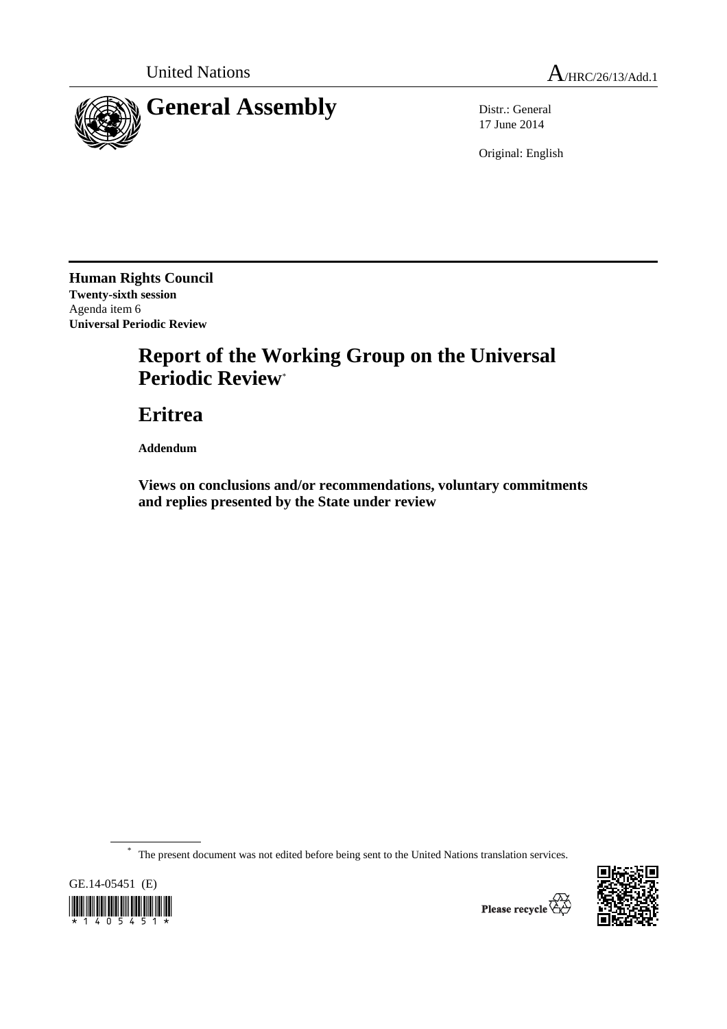United Nations A/HRC/26/13/Add.1

# General Assembly

Distr.: General
17 June 2014

Original: English

**Human Rights Council**
**Twenty-sixth session**
Agenda item 6
**Universal Periodic Review**

# Report of the Working Group on the Universal Periodic Review*

# Eritrea

**Addendum**

## Views on conclusions and/or recommendations, voluntary commitments and replies presented by the State under review

* The present document was not edited before being sent to the United Nations translation services.

GE.14-05451 (E)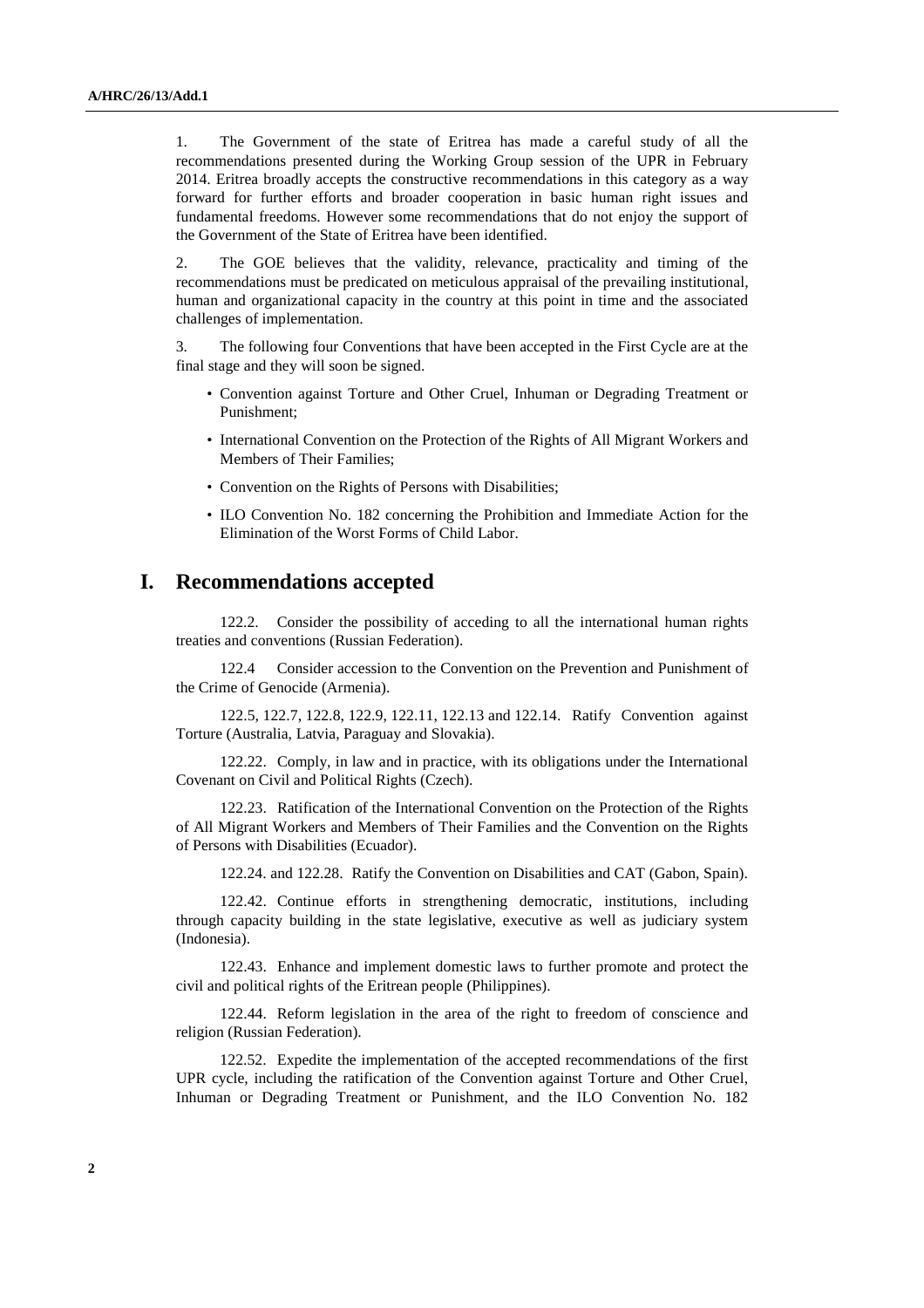1. The Government of the state of Eritrea has made a careful study of all the recommendations presented during the Working Group session of the UPR in February 2014. Eritrea broadly accepts the constructive recommendations in this category as a way forward for further efforts and broader cooperation in basic human right issues and fundamental freedoms. However some recommendations that do not enjoy the support of the Government of the State of Eritrea have been identified.

2. The GOE believes that the validity, relevance, practicality and timing of the recommendations must be predicated on meticulous appraisal of the prevailing institutional, human and organizational capacity in the country at this point in time and the associated challenges of implementation.

3. The following four Conventions that have been accepted in the First Cycle are at the final stage and they will soon be signed.

- Convention against Torture and Other Cruel, Inhuman or Degrading Treatment or Punishment;
- International Convention on the Protection of the Rights of All Migrant Workers and Members of Their Families;
- Convention on the Rights of Persons with Disabilities;
- ILO Convention No. 182 concerning the Prohibition and Immediate Action for the Elimination of the Worst Forms of Child Labor.

# I. Recommendations accepted

122.2. Consider the possibility of acceding to all the international human rights treaties and conventions (Russian Federation).

122.4 Consider accession to the Convention on the Prevention and Punishment of the Crime of Genocide (Armenia).

122.5, 122.7, 122.8, 122.9, 122.11, 122.13 and 122.14. Ratify Convention against Torture (Australia, Latvia, Paraguay and Slovakia).

122.22. Comply, in law and in practice, with its obligations under the International Covenant on Civil and Political Rights (Czech).

122.23. Ratification of the International Convention on the Protection of the Rights of All Migrant Workers and Members of Their Families and the Convention on the Rights of Persons with Disabilities (Ecuador).

122.24. and 122.28. Ratify the Convention on Disabilities and CAT (Gabon, Spain).

122.42. Continue efforts in strengthening democratic, institutions, including through capacity building in the state legislative, executive as well as judiciary system (Indonesia).

122.43. Enhance and implement domestic laws to further promote and protect the civil and political rights of the Eritrean people (Philippines).

122.44. Reform legislation in the area of the right to freedom of conscience and religion (Russian Federation).

122.52. Expedite the implementation of the accepted recommendations of the first UPR cycle, including the ratification of the Convention against Torture and Other Cruel, Inhuman or Degrading Treatment or Punishment, and the ILO Convention No. 182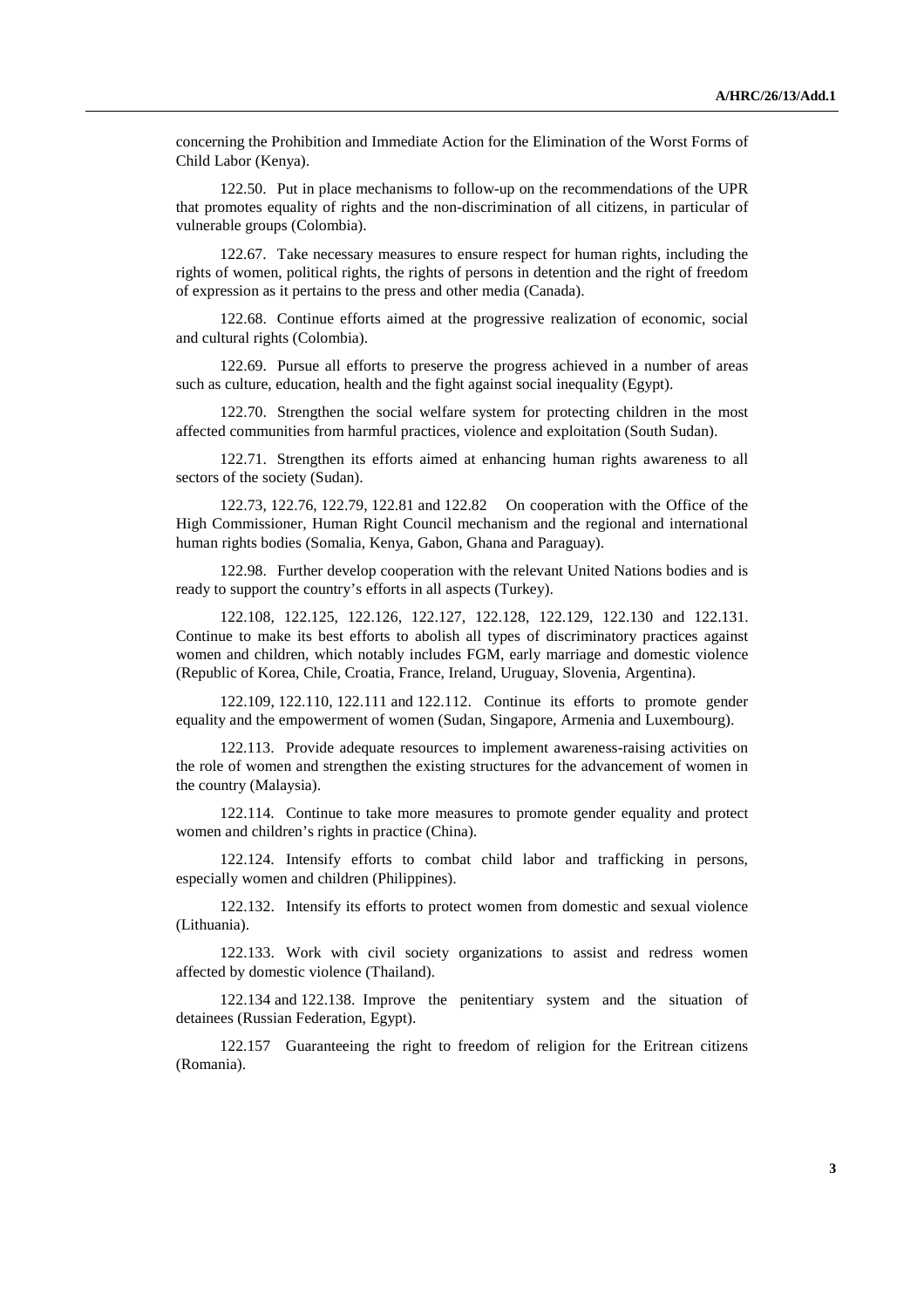concerning the Prohibition and Immediate Action for the Elimination of the Worst Forms of Child Labor (Kenya).

122.50. Put in place mechanisms to follow-up on the recommendations of the UPR that promotes equality of rights and the non-discrimination of all citizens, in particular of vulnerable groups (Colombia).

122.67. Take necessary measures to ensure respect for human rights, including the rights of women, political rights, the rights of persons in detention and the right of freedom of expression as it pertains to the press and other media (Canada).

122.68. Continue efforts aimed at the progressive realization of economic, social and cultural rights (Colombia).

122.69. Pursue all efforts to preserve the progress achieved in a number of areas such as culture, education, health and the fight against social inequality (Egypt).

122.70. Strengthen the social welfare system for protecting children in the most affected communities from harmful practices, violence and exploitation (South Sudan).

122.71. Strengthen its efforts aimed at enhancing human rights awareness to all sectors of the society (Sudan).

122.73, 122.76, 122.79, 122.81 and 122.82 On cooperation with the Office of the High Commissioner, Human Right Council mechanism and the regional and international human rights bodies (Somalia, Kenya, Gabon, Ghana and Paraguay).

122.98. Further develop cooperation with the relevant United Nations bodies and is ready to support the country's efforts in all aspects (Turkey).

122.108, 122.125, 122.126, 122.127, 122.128, 122.129, 122.130 and 122.131. Continue to make its best efforts to abolish all types of discriminatory practices against women and children, which notably includes FGM, early marriage and domestic violence (Republic of Korea, Chile, Croatia, France, Ireland, Uruguay, Slovenia, Argentina).

122.109, 122.110, 122.111 and 122.112. Continue its efforts to promote gender equality and the empowerment of women (Sudan, Singapore, Armenia and Luxembourg).

122.113. Provide adequate resources to implement awareness-raising activities on the role of women and strengthen the existing structures for the advancement of women in the country (Malaysia).

122.114. Continue to take more measures to promote gender equality and protect women and children's rights in practice (China).

122.124. Intensify efforts to combat child labor and trafficking in persons, especially women and children (Philippines).

122.132. Intensify its efforts to protect women from domestic and sexual violence (Lithuania).

122.133. Work with civil society organizations to assist and redress women affected by domestic violence (Thailand).

122.134 and 122.138. Improve the penitentiary system and the situation of detainees (Russian Federation, Egypt).

122.157 Guaranteeing the right to freedom of religion for the Eritrean citizens (Romania).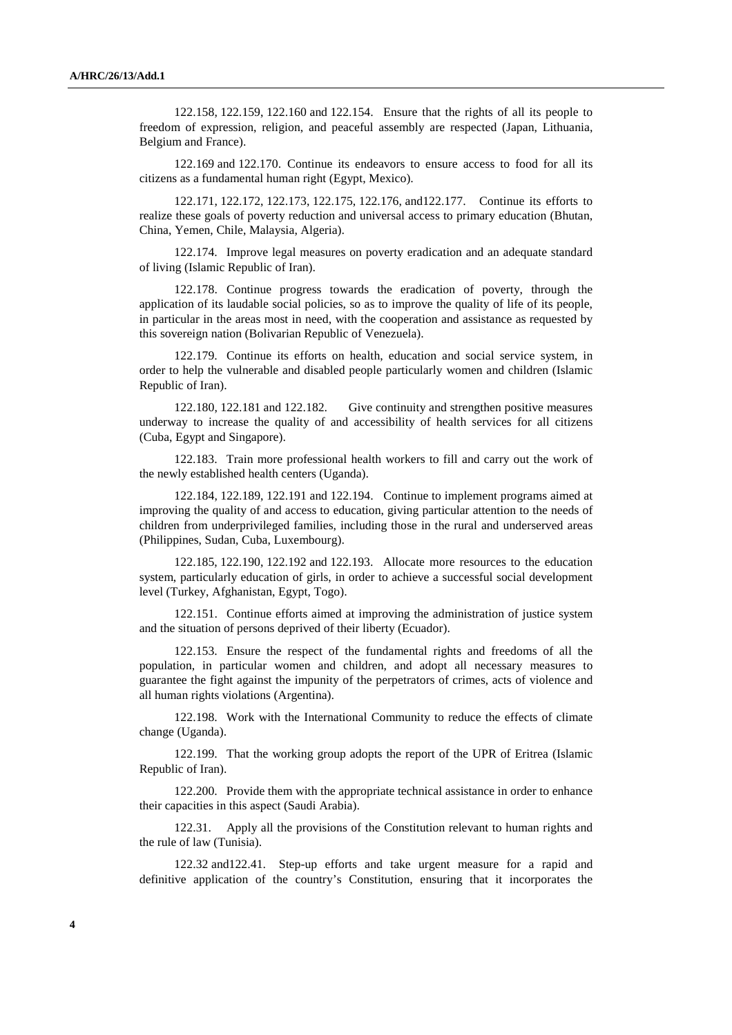122.158, 122.159, 122.160 and 122.154. Ensure that the rights of all its people to freedom of expression, religion, and peaceful assembly are respected (Japan, Lithuania, Belgium and France).

122.169 and 122.170. Continue its endeavors to ensure access to food for all its citizens as a fundamental human right (Egypt, Mexico).

122.171, 122.172, 122.173, 122.175, 122.176, and122.177. Continue its efforts to realize these goals of poverty reduction and universal access to primary education (Bhutan, China, Yemen, Chile, Malaysia, Algeria).

122.174. Improve legal measures on poverty eradication and an adequate standard of living (Islamic Republic of Iran).

122.178. Continue progress towards the eradication of poverty, through the application of its laudable social policies, so as to improve the quality of life of its people, in particular in the areas most in need, with the cooperation and assistance as requested by this sovereign nation (Bolivarian Republic of Venezuela).

122.179. Continue its efforts on health, education and social service system, in order to help the vulnerable and disabled people particularly women and children (Islamic Republic of Iran).

122.180, 122.181 and 122.182. Give continuity and strengthen positive measures underway to increase the quality of and accessibility of health services for all citizens (Cuba, Egypt and Singapore).

122.183. Train more professional health workers to fill and carry out the work of the newly established health centers (Uganda).

122.184, 122.189, 122.191 and 122.194. Continue to implement programs aimed at improving the quality of and access to education, giving particular attention to the needs of children from underprivileged families, including those in the rural and underserved areas (Philippines, Sudan, Cuba, Luxembourg).

122.185, 122.190, 122.192 and 122.193. Allocate more resources to the education system, particularly education of girls, in order to achieve a successful social development level (Turkey, Afghanistan, Egypt, Togo).

122.151. Continue efforts aimed at improving the administration of justice system and the situation of persons deprived of their liberty (Ecuador).

122.153. Ensure the respect of the fundamental rights and freedoms of all the population, in particular women and children, and adopt all necessary measures to guarantee the fight against the impunity of the perpetrators of crimes, acts of violence and all human rights violations (Argentina).

122.198. Work with the International Community to reduce the effects of climate change (Uganda).

122.199. That the working group adopts the report of the UPR of Eritrea (Islamic Republic of Iran).

122.200. Provide them with the appropriate technical assistance in order to enhance their capacities in this aspect (Saudi Arabia).

122.31. Apply all the provisions of the Constitution relevant to human rights and the rule of law (Tunisia).

122.32 and122.41. Step-up efforts and take urgent measure for a rapid and definitive application of the country's Constitution, ensuring that it incorporates the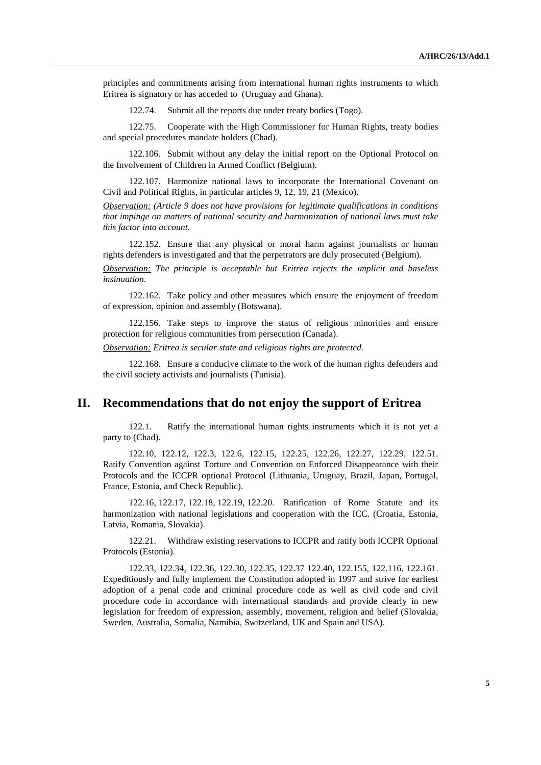principles and commitments arising from international human rights instruments to which Eritrea is signatory or has acceded to (Uruguay and Ghana).

122.74. Submit all the reports due under treaty bodies (Togo).

122.75. Cooperate with the High Commissioner for Human Rights, treaty bodies and special procedures mandate holders (Chad).

122.106. Submit without any delay the initial report on the Optional Protocol on the Involvement of Children in Armed Conflict (Belgium).

122.107. Harmonize national laws to incorporate the International Covenant on Civil and Political Rights, in particular articles 9, 12, 19, 21 (Mexico).

*Observation: (Article 9 does not have provisions for legitimate qualifications in conditions that impinge on matters of national security and harmonization of national laws must take this factor into account.*

122.152. Ensure that any physical or moral harm against journalists or human rights defenders is investigated and that the perpetrators are duly prosecuted (Belgium).

*Observation: The principle is acceptable but Eritrea rejects the implicit and baseless insinuation.*

122.162. Take policy and other measures which ensure the enjoyment of freedom of expression, opinion and assembly (Botswana).

122.156. Take steps to improve the status of religious minorities and ensure protection for religious communities from persecution (Canada).

*Observation: Eritrea is secular state and religious rights are protected.*

122.168. Ensure a conducive climate to the work of the human rights defenders and the civil society activists and journalists (Tunisia).

## II. Recommendations that do not enjoy the support of Eritrea

122.1. Ratify the international human rights instruments which it is not yet a party to (Chad).

122.10, 122.12, 122.3, 122.6, 122.15, 122.25, 122.26, 122.27, 122.29, 122.51. Ratify Convention against Torture and Convention on Enforced Disappearance with their Protocols and the ICCPR optional Protocol (Lithuania, Uruguay, Brazil, Japan, Portugal, France, Estonia, and Check Republic).

122.16, 122.17, 122.18, 122.19, 122.20. Ratification of Rome Statute and its harmonization with national legislations and cooperation with the ICC. (Croatia, Estonia, Latvia, Romania, Slovakia).

122.21. Withdraw existing reservations to ICCPR and ratify both ICCPR Optional Protocols (Estonia).

122.33, 122.34, 122.36, 122.30, 122.35, 122.37 122.40, 122.155, 122.116, 122.161. Expeditiously and fully implement the Constitution adopted in 1997 and strive for earliest adoption of a penal code and criminal procedure code as well as civil code and civil procedure code in accordance with international standards and provide clearly in new legislation for freedom of expression, assembly, movement, religion and belief (Slovakia, Sweden, Australia, Somalia, Namibia, Switzerland, UK and Spain and USA).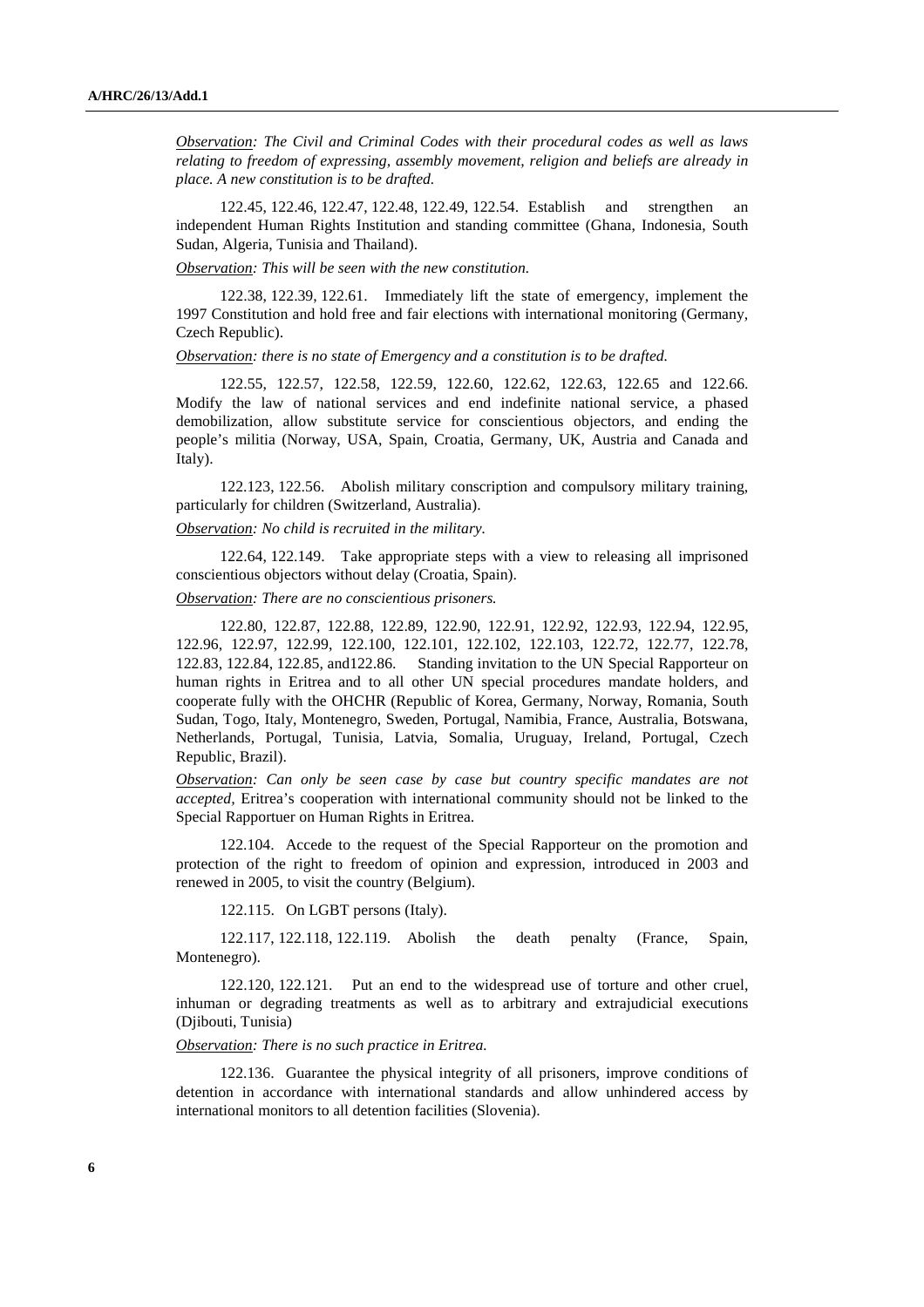*Observation: The Civil and Criminal Codes with their procedural codes as well as laws relating to freedom of expressing, assembly movement, religion and beliefs are already in place. A new constitution is to be drafted.*

122.45, 122.46, 122.47, 122.48, 122.49, 122.54. Establish and strengthen an independent Human Rights Institution and standing committee (Ghana, Indonesia, South Sudan, Algeria, Tunisia and Thailand).

*Observation: This will be seen with the new constitution.*

122.38, 122.39, 122.61. Immediately lift the state of emergency, implement the 1997 Constitution and hold free and fair elections with international monitoring (Germany, Czech Republic).

*Observation: there is no state of Emergency and a constitution is to be drafted.*

122.55, 122.57, 122.58, 122.59, 122.60, 122.62, 122.63, 122.65 and 122.66. Modify the law of national services and end indefinite national service, a phased demobilization, allow substitute service for conscientious objectors, and ending the people's militia (Norway, USA, Spain, Croatia, Germany, UK, Austria and Canada and Italy).

122.123, 122.56. Abolish military conscription and compulsory military training, particularly for children (Switzerland, Australia).

*Observation: No child is recruited in the military.*

122.64, 122.149. Take appropriate steps with a view to releasing all imprisoned conscientious objectors without delay (Croatia, Spain).

*Observation: There are no conscientious prisoners.*

122.80, 122.87, 122.88, 122.89, 122.90, 122.91, 122.92, 122.93, 122.94, 122.95, 122.96, 122.97, 122.99, 122.100, 122.101, 122.102, 122.103, 122.72, 122.77, 122.78, 122.83, 122.84, 122.85, and122.86. Standing invitation to the UN Special Rapporteur on human rights in Eritrea and to all other UN special procedures mandate holders, and cooperate fully with the OHCHR (Republic of Korea, Germany, Norway, Romania, South Sudan, Togo, Italy, Montenegro, Sweden, Portugal, Namibia, France, Australia, Botswana, Netherlands, Portugal, Tunisia, Latvia, Somalia, Uruguay, Ireland, Portugal, Czech Republic, Brazil).

*Observation: Can only be seen case by case but country specific mandates are not accepted,* Eritrea's cooperation with international community should not be linked to the Special Rapportuer on Human Rights in Eritrea.

122.104. Accede to the request of the Special Rapporteur on the promotion and protection of the right to freedom of opinion and expression, introduced in 2003 and renewed in 2005, to visit the country (Belgium).

122.115. On LGBT persons (Italy).

122.117, 122.118, 122.119. Abolish the death penalty (France, Spain, Montenegro).

122.120, 122.121. Put an end to the widespread use of torture and other cruel, inhuman or degrading treatments as well as to arbitrary and extrajudicial executions (Djibouti, Tunisia)

*Observation: There is no such practice in Eritrea.*

122.136. Guarantee the physical integrity of all prisoners, improve conditions of detention in accordance with international standards and allow unhindered access by international monitors to all detention facilities (Slovenia).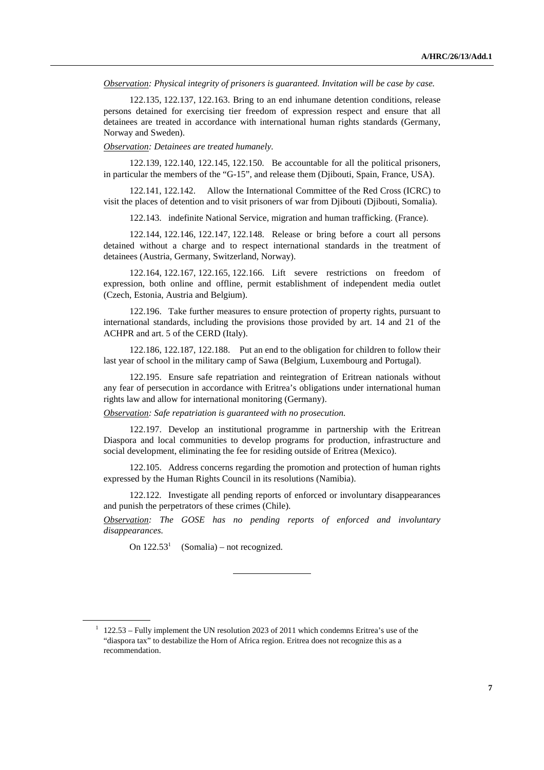*Observation: Physical integrity of prisoners is guaranteed. Invitation will be case by case.*

122.135, 122.137, 122.163. Bring to an end inhumane detention conditions, release persons detained for exercising tier freedom of expression respect and ensure that all detainees are treated in accordance with international human rights standards (Germany, Norway and Sweden).

*Observation: Detainees are treated humanely.*

122.139, 122.140, 122.145, 122.150. Be accountable for all the political prisoners, in particular the members of the "G-15", and release them (Djibouti, Spain, France, USA).

122.141, 122.142. Allow the International Committee of the Red Cross (ICRC) to visit the places of detention and to visit prisoners of war from Djibouti (Djibouti, Somalia).

122.143. indefinite National Service, migration and human trafficking. (France).

122.144, 122.146, 122.147, 122.148. Release or bring before a court all persons detained without a charge and to respect international standards in the treatment of detainees (Austria, Germany, Switzerland, Norway).

122.164, 122.167, 122.165, 122.166. Lift severe restrictions on freedom of expression, both online and offline, permit establishment of independent media outlet (Czech, Estonia, Austria and Belgium).

122.196. Take further measures to ensure protection of property rights, pursuant to international standards, including the provisions those provided by art. 14 and 21 of the ACHPR and art. 5 of the CERD (Italy).

122.186, 122.187, 122.188. Put an end to the obligation for children to follow their last year of school in the military camp of Sawa (Belgium, Luxembourg and Portugal).

122.195. Ensure safe repatriation and reintegration of Eritrean nationals without any fear of persecution in accordance with Eritrea's obligations under international human rights law and allow for international monitoring (Germany).

*Observation: Safe repatriation is guaranteed with no prosecution.*

122.197. Develop an institutional programme in partnership with the Eritrean Diaspora and local communities to develop programs for production, infrastructure and social development, eliminating the fee for residing outside of Eritrea (Mexico).

122.105. Address concerns regarding the promotion and protection of human rights expressed by the Human Rights Council in its resolutions (Namibia).

122.122. Investigate all pending reports of enforced or involuntary disappearances and punish the perpetrators of these crimes (Chile).

*Observation: The GOSE has no pending reports of enforced and involuntary disappearances.*

On 122.53[1] (Somalia) – not recognized.

---

[1] 122.53 – Fully implement the UN resolution 2023 of 2011 which condemns Eritrea's use of the "diaspora tax" to destabilize the Horn of Africa region. Eritrea does not recognize this as a recommendation.